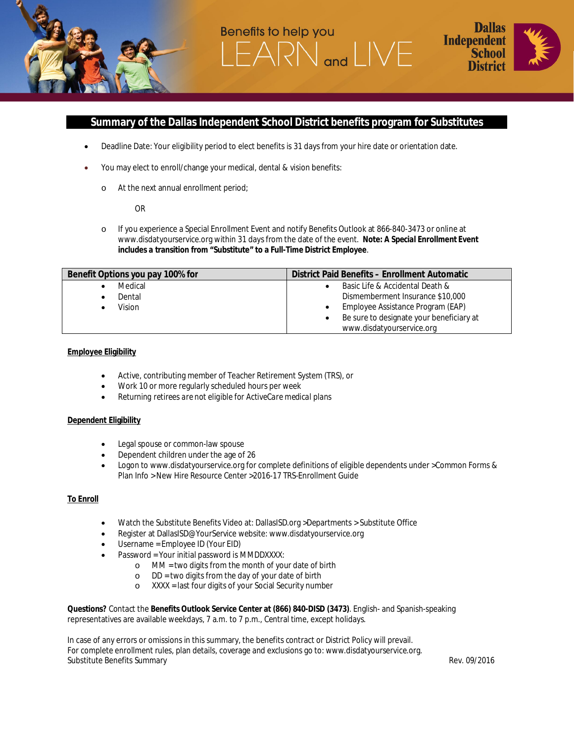Benefits to help you LEARN and LIVE

Dallas Independent School District

## Summary of the Dallas Independent School District benefits program for Substitutes

- Deadline Date: Your eligibility period to elect benefits is 31 days from your hire date or orientation date.
- You may elect to enroll/change your medical, dental & vision benefits:
  - At the next annual enrollment period;

    OR

  - If you experience a Special Enrollment Event and notify Benefits Outlook at 866-840-3473 or online at www.disdatyourservice.org within 31 days from the date of the event. **Note: A Special Enrollment Event includes a transition from "Substitute" to a Full-Time District Employee**.

| Benefit Options you pay 100% for | District Paid Benefits – Enrollment Automatic |
|---|---|
| • Medical<br>• Dental<br>• Vision | • Basic Life & Accidental Death & Dismemberment Insurance $10,000<br>• Employee Assistance Program (EAP)<br>• Be sure to designate your beneficiary at www.disdatyourservice.org |

**Employee Eligibility**

- Active, contributing member of Teacher Retirement System (TRS), or
- Work 10 or more regularly scheduled hours per week
- Returning retirees are not eligible for ActiveCare medical plans

**Dependent Eligibility**

- Legal spouse or common-law spouse
- Dependent children under the age of 26
- Logon to www.disdatyourservice.org for complete definitions of eligible dependents under >Common Forms & Plan Info >New Hire Resource Center >2016-17 TRS-Enrollment Guide

**To Enroll**

- Watch the Substitute Benefits Video at: DallasISD.org >Departments > Substitute Office
- Register at DallasISD@YourService website: www.disdatyourservice.org
- Username = Employee ID (Your EID)
- Password = Your initial password is MMDDXXXX:
  - MM = two digits from the month of your date of birth
  - DD = two digits from the day of your date of birth
  - XXXX = last four digits of your Social Security number

**Questions?** Contact the **Benefits Outlook Service Center at (866) 840-DISD (3473)**. English- and Spanish-speaking representatives are available weekdays, 7 a.m. to 7 p.m., Central time, except holidays.

In case of any errors or omissions in this summary, the benefits contract or District Policy will prevail.
For complete enrollment rules, plan details, coverage and exclusions go to: www.disdatyourservice.org.
Substitute Benefits Summary Rev. 09/2016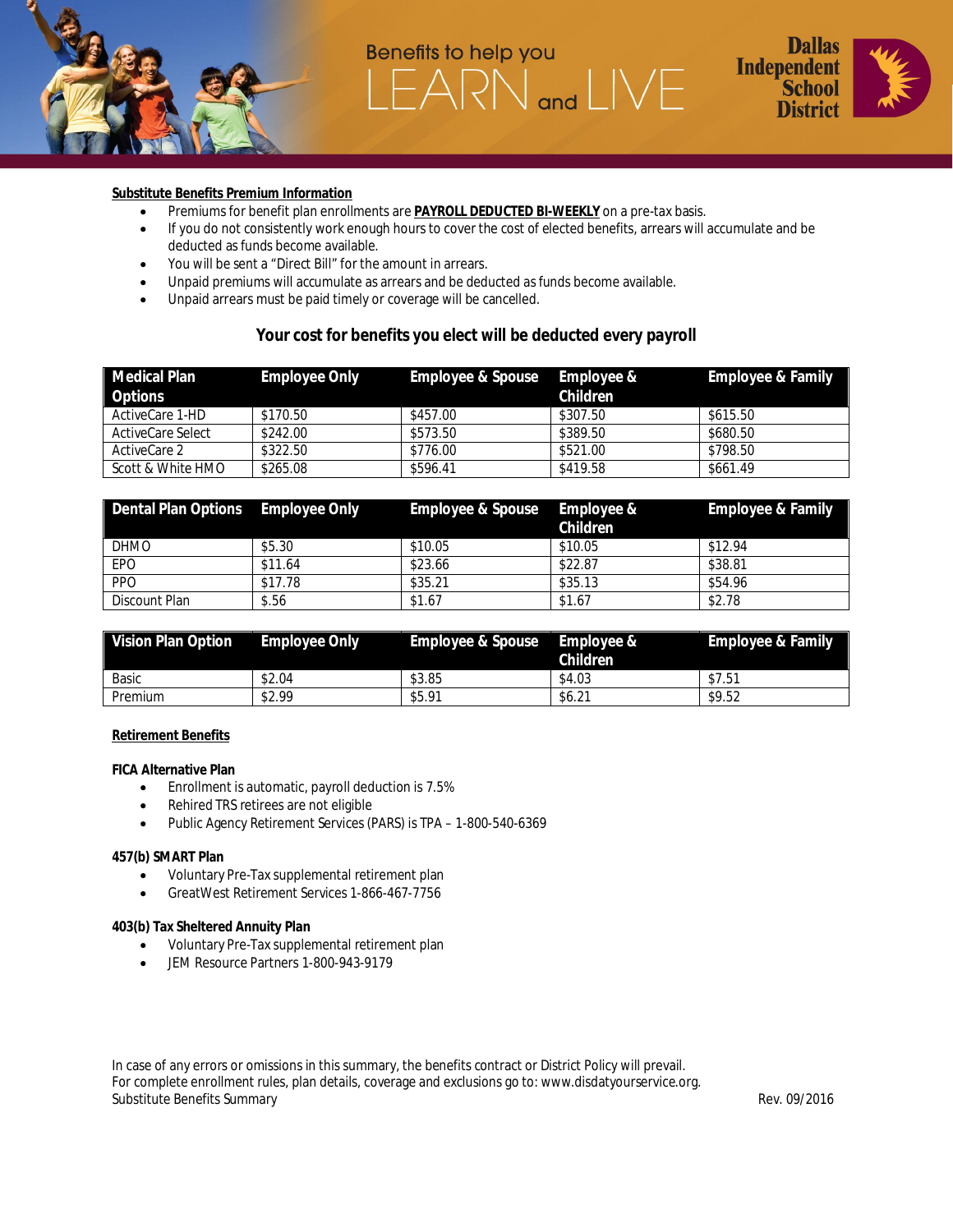Benefits to help you LEARN and LIVE

Dallas Independent School District

**Substitute Benefits Premium Information**

- Premiums for benefit plan enrollments are **PAYROLL DEDUCTED BI-WEEKLY** on a pre-tax basis.
- If you do not consistently work enough hours to cover the cost of elected benefits, arrears will accumulate and be deducted as funds become available.
- You will be sent a "Direct Bill" for the amount in arrears.
- Unpaid premiums will accumulate as arrears and be deducted as funds become available.
- Unpaid arrears must be paid timely or coverage will be cancelled.

### Your cost for benefits you elect will be deducted every payroll

| Medical Plan Options | Employee Only | Employee & Spouse | Employee & Children | Employee & Family |
|---|---|---|---|---|
| ActiveCare 1-HD | $170.50 | $457.00 | $307.50 | $615.50 |
| ActiveCare Select | $242.00 | $573.50 | $389.50 | $680.50 |
| ActiveCare 2 | $322.50 | $776.00 | $521.00 | $798.50 |
| Scott & White HMO | $265.08 | $596.41 | $419.58 | $661.49 |

| Dental Plan Options | Employee Only | Employee & Spouse | Employee & Children | Employee & Family |
|---|---|---|---|---|
| DHMO | $5.30 | $10.05 | $10.05 | $12.94 |
| EPO | $11.64 | $23.66 | $22.87 | $38.81 |
| PPO | $17.78 | $35.21 | $35.13 | $54.96 |
| Discount Plan | $.56 | $1.67 | $1.67 | $2.78 |

| Vision Plan Option | Employee Only | Employee & Spouse | Employee & Children | Employee & Family |
|---|---|---|---|---|
| Basic | $2.04 | $3.85 | $4.03 | $7.51 |
| Premium | $2.99 | $5.91 | $6.21 | $9.52 |

**Retirement Benefits**

**FICA Alternative Plan**

- Enrollment is automatic, payroll deduction is 7.5%
- Rehired TRS retirees are not eligible
- Public Agency Retirement Services (PARS) is TPA – 1-800-540-6369

**457(b) SMART Plan**

- Voluntary Pre-Tax supplemental retirement plan
- GreatWest Retirement Services 1-866-467-7756

**403(b) Tax Sheltered Annuity Plan**

- Voluntary Pre-Tax supplemental retirement plan
- JEM Resource Partners 1-800-943-9179

In case of any errors or omissions in this summary, the benefits contract or District Policy will prevail.
For complete enrollment rules, plan details, coverage and exclusions go to: www.disdatyourservice.org.
Substitute Benefits Summary Rev. 09/2016